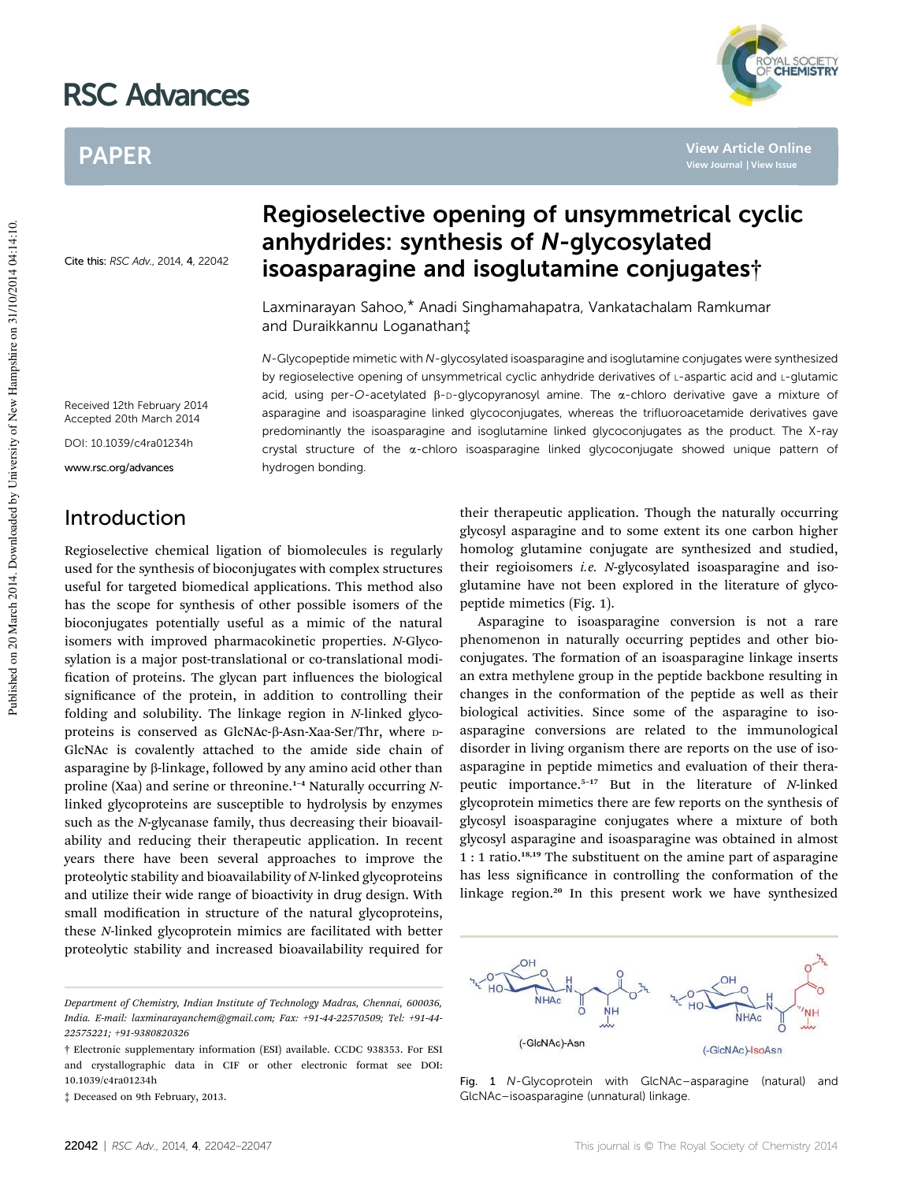# Regioselective opening of unsymmetrical cyclic anhydrides: synthesis of *N*-glycosylated isoasparagine and isoglutamine conjugates†

Cite this: *RSC Adv.*, 2014, **4**, 22042

Laxminarayan Sahoo,* Anadi Singhamahapatra, Vankatachalam Ramkumar and Duraikkannu Loganathan‡

Received 12th February 2014
Accepted 20th March 2014

DOI: 10.1039/c4ra01234h

www.rsc.org/advances

*N*-Glycopeptide mimetic with *N*-glycosylated isoasparagine and isoglutamine conjugates were synthesized by regioselective opening of unsymmetrical cyclic anhydride derivatives of L-aspartic acid and L-glutamic acid, using per-*O*-acetylated β-D-glycopyranosyl amine. The α-chloro derivative gave a mixture of asparagine and isoasparagine linked glycoconjugates, whereas the trifluoroacetamide derivatives gave predominantly the isoasparagine and isoglutamine linked glycoconjugates as the product. The X-ray crystal structure of the α-chloro isoasparagine linked glycoconjugate showed unique pattern of hydrogen bonding.

## Introduction

Regioselective chemical ligation of biomolecules is regularly used for the synthesis of bioconjugates with complex structures useful for targeted biomedical applications. This method also has the scope for synthesis of other possible isomers of the bioconjugates potentially useful as a mimic of the natural isomers with improved pharmacokinetic properties. *N*-Glycosylation is a major post-translational or co-translational modification of proteins. The glycan part influences the biological significance of the protein, in addition to controlling their folding and solubility. The linkage region in *N*-linked glycoproteins is conserved as GlcNAc-β-Asn-Xaa-Ser/Thr, where D-GlcNAc is covalently attached to the amide side chain of asparagine by β-linkage, followed by any amino acid other than proline (Xaa) and serine or threonine.[1–4] Naturally occurring *N*-linked glycoproteins are susceptible to hydrolysis by enzymes such as the *N*-glycanase family, thus decreasing their bioavailability and reducing their therapeutic application. In recent years there have been several approaches to improve the proteolytic stability and bioavailability of *N*-linked glycoproteins and utilize their wide range of bioactivity in drug design. With small modification in structure of the natural glycoproteins, these *N*-linked glycoprotein mimics are facilitated with better proteolytic stability and increased bioavailability required for their therapeutic application. Though the naturally occurring glycosyl asparagine and to some extent its one carbon higher homolog glutamine conjugate are synthesized and studied, their regioisomers *i.e.* *N*-glycosylated isoasparagine and isoglutamine have not been explored in the literature of glycopeptide mimetics (Fig. 1).

Asparagine to isoasparagine conversion is not a rare phenomenon in naturally occurring peptides and other bioconjugates. The formation of an isoasparagine linkage inserts an extra methylene group in the peptide backbone resulting in changes in the conformation of the peptide as well as their biological activities. Since some of the asparagine to isoasparagine conversions are related to the immunological disorder in living organism there are reports on the use of isoasparagine in peptide mimetics and evaluation of their therapeutic importance.[5–17] But in the literature of *N*-linked glycoprotein mimetics there are few reports on the synthesis of glycosyl isoasparagine conjugates where a mixture of both glycosyl asparagine and isoasparagine was obtained in almost 1 : 1 ratio.[18,19] The substituent on the amine part of asparagine has less significance in controlling the conformation of the linkage region.[20] In this present work we have synthesized

Fig. 1 *N*-Glycoprotein with GlcNAc–asparagine (natural) and GlcNAc–isoasparagine (unnatural) linkage.

Department of Chemistry, Indian Institute of Technology Madras, Chennai, 600036, India. E-mail: laxminarayanchem@gmail.com; Fax: +91-44-22570509; Tel: +91-44-22575221; +91-9380820326

† Electronic supplementary information (ESI) available. CCDC 938353. For ESI and crystallographic data in CIF or other electronic format see DOI: 10.1039/c4ra01234h

‡ Deceased on 9th February, 2013.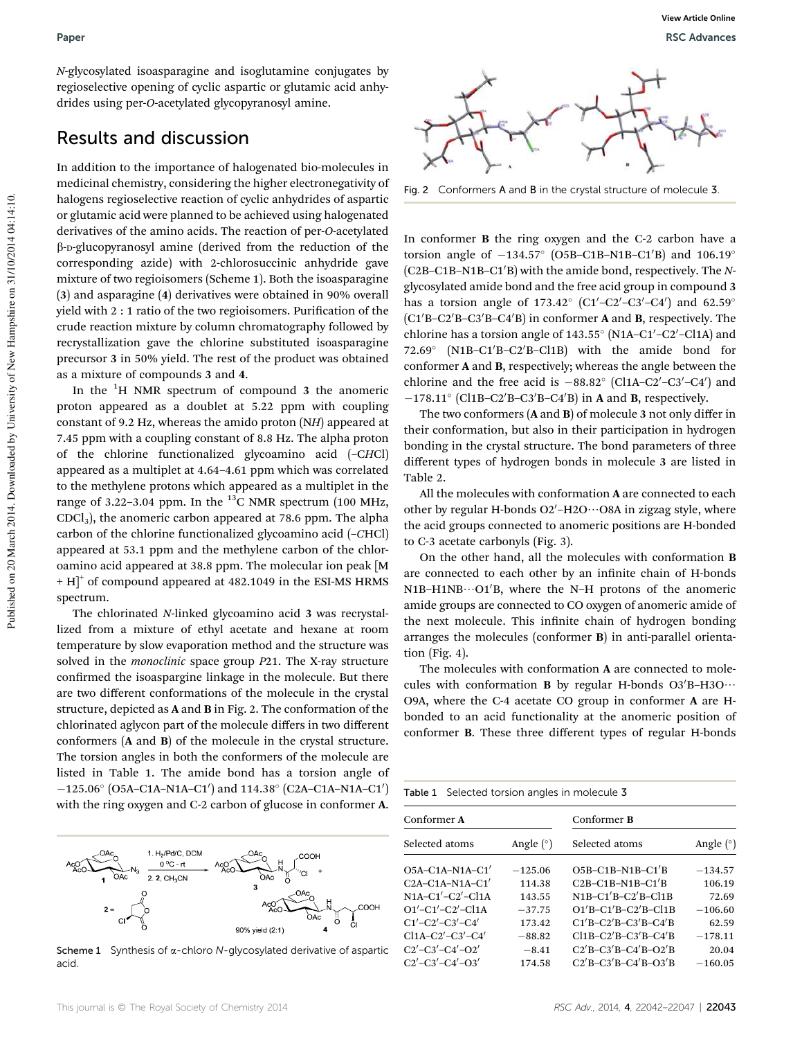*N*-glycosylated isoasparagine and isoglutamine conjugates by regioselective opening of cyclic aspartic or glutamic acid anhydrides using per-*O*-acetylated glycopyranosyl amine.

## Results and discussion

In addition to the importance of halogenated bio-molecules in medicinal chemistry, considering the higher electronegativity of halogens regioselective reaction of cyclic anhydrides of aspartic or glutamic acid were planned to be achieved using halogenated derivatives of the amino acids. The reaction of per-*O*-acetylated β-D-glucopyranosyl amine (derived from the reduction of the corresponding azide) with 2-chlorosuccinic anhydride gave mixture of two regioisomers (Scheme 1). Both the isoasparagine (**3**) and asparagine (**4**) derivatives were obtained in 90% overall yield with 2 : 1 ratio of the two regioisomers. Purification of the crude reaction mixture by column chromatography followed by recrystallization gave the chlorine substituted isoasparagine precursor **3** in 50% yield. The rest of the product was obtained as a mixture of compounds **3** and **4**.

In the $^1$H NMR spectrum of compound **3** the anomeric proton appeared as a doublet at 5.22 ppm with coupling constant of 9.2 Hz, whereas the amido proton (N*H*) appeared at 7.45 ppm with a coupling constant of 8.8 Hz. The alpha proton of the chlorine functionalized glycoamino acid (–C*H*Cl) appeared as a multiplet at 4.64–4.61 ppm which was correlated to the methylene protons which appeared as a multiplet in the range of 3.22–3.04 ppm. In the $^{13}$C NMR spectrum (100 MHz, $CDCl_3$), the anomeric carbon appeared at 78.6 ppm. The alpha carbon of the chlorine functionalized glycoamino acid (–*C*HCl) appeared at 53.1 ppm and the methylene carbon of the chloroamino acid appeared at 38.8 ppm. The molecular ion peak $[M + H]^+$ of compound appeared at 482.1049 in the ESI-MS HRMS spectrum.

The chlorinated *N*-linked glycoamino acid **3** was recrystallized from a mixture of ethyl acetate and hexane at room temperature by slow evaporation method and the structure was solved in the *monoclinic* space group *P*21. The X-ray structure confirmed the isoaspargine linkage in the molecule. But there are two different conformations of the molecule in the crystal structure, depicted as **A** and **B** in Fig. 2. The conformation of the chlorinated aglycon part of the molecule differs in two different conformers (**A** and **B**) of the molecule in the crystal structure. The torsion angles in both the conformers of the molecule are listed in Table 1. The amide bond has a torsion angle of −125.06° (O5A–C1A–N1A–C1′) and 114.38° (C2A–C1A–N1A–C1′) with the ring oxygen and C-2 carbon of glucose in conformer **A**.

Scheme 1 Synthesis of α-chloro *N*-glycosylated derivative of aspartic acid.

Fig. 2 Conformers **A** and **B** in the crystal structure of molecule **3**.

In conformer **B** the ring oxygen and the C-2 carbon have a torsion angle of −134.57° (O5B–C1B–N1B–C1′B) and 106.19° (C2B–C1B–N1B–C1′B) with the amide bond, respectively. The *N*-glycosylated amide bond and the free acid group in compound **3** has a torsion angle of 173.42° (C1′–C2′–C3′–C4′) and 62.59° (C1′B–C2′B–C3′B–C4′B) in conformer **A** and **B**, respectively. The chlorine has a torsion angle of 143.55° (N1A–C1′–C2′–Cl1A) and 72.69° (N1B–C1′B–C2′B–Cl1B) with the amide bond for conformer **A** and **B**, respectively; whereas the angle between the chlorine and the free acid is −88.82° (Cl1A–C2′–C3′–C4′) and −178.11° (Cl1B–C2′B–C3′B–C4′B) in **A** and **B**, respectively.

The two conformers (**A** and **B**) of molecule **3** not only differ in their conformation, but also in their participation in hydrogen bonding in the crystal structure. The bond parameters of three different types of hydrogen bonds in molecule **3** are listed in Table 2.

All the molecules with conformation **A** are connected to each other by regular H-bonds O2′–H2O···O8A in zigzag style, where the acid groups connected to anomeric positions are H-bonded to C-3 acetate carbonyls (Fig. 3).

On the other hand, all the molecules with conformation **B** are connected to each other by an infinite chain of H-bonds N1B–H1NB···O1′B, where the N–H protons of the anomeric amide groups are connected to CO oxygen of anomeric amide of the next molecule. This infinite chain of hydrogen bonding arranges the molecules (conformer **B**) in anti-parallel orientation (Fig. 4).

The molecules with conformation **A** are connected to molecules with conformation **B** by regular H-bonds O3′B–H3O··· O9A, where the C-4 acetate CO group in conformer **A** are H-bonded to an acid functionality at the anomeric position of conformer **B**. These three different types of regular H-bonds

Table 1 Selected torsion angles in molecule **3**

| Conformer **A** | | Conformer **B** | |
|---|---|---|---|
| Selected atoms | Angle (°) | Selected atoms | Angle (°) |
| O5A–C1A–N1A–C1′ | −125.06 | O5B–C1B–N1B–C1′B | −134.57 |
| C2A–C1A–N1A–C1′ | 114.38 | C2B–C1B–N1B–C1′B | 106.19 |
| N1A–C1′–C2′–Cl1A | 143.55 | N1B–C1′B–C2′B–Cl1B | 72.69 |
| O1′–C1′–C2′–Cl1A | −37.75 | O1′B–C1′B–C2′B–Cl1B | −106.60 |
| C1′–C2′–C3′–C4′ | 173.42 | C1′B–C2′B–C3′B–C4′B | 62.59 |
| Cl1A–C2′–C3′–C4′ | −88.82 | Cl1B–C2′B–C3′B–C4′B | −178.11 |
| C2′–C3′–C4′–O2′ | −8.41 | C2′B–C3′B–C4′B–O2′B | 20.04 |
| C2′–C3′–C4′–O3′ | 174.58 | C2′B–C3′B–C4′B–O3′B | −160.05 |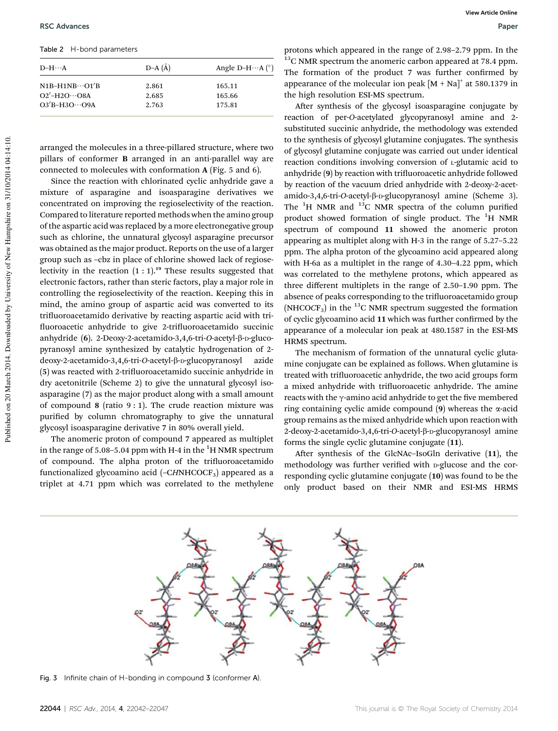Table 2 H-bond parameters

| D–H⋯A | D–A (Å) | Angle D–H⋯A (°) |
|---|---|---|
| N1B–H1NB⋯O1′B | 2.861 | 165.11 |
| O2′–H2O⋯O8A | 2.685 | 165.66 |
| O3′B–H3O⋯O9A | 2.763 | 175.81 |

arranged the molecules in a three-pillared structure, where two pillars of conformer **B** arranged in an anti-parallel way are connected to molecules with conformation **A** (Fig. 5 and 6).

Since the reaction with chlorinated cyclic anhydride gave a mixture of asparagine and isoasparagine derivatives we concentrated on improving the regioselectivity of the reaction. Compared to literature reported methods when the amino group of the aspartic acid was replaced by a more electronegative group such as chlorine, the unnatural glycosyl asparagine precursor was obtained as the major product. Reports on the use of a larger group such as –cbz in place of chlorine showed lack of regioselectivity in the reaction (1 : 1).[19] These results suggested that electronic factors, rather than steric factors, play a major role in controlling the regioselectivity of the reaction. Keeping this in mind, the amino group of aspartic acid was converted to its trifluoroacetamido derivative by reacting aspartic acid with trifluoroacetic anhydride to give 2-trifluoroacetamido succinic anhydride (**6**). 2-Deoxy-2-acetamido-3,4,6-tri-*O*-acetyl-β-D-glucopyranosyl amine synthesized by catalytic hydrogenation of 2-deoxy-2-acetamido-3,4,6-tri-*O*-acetyl-β-D-glucopyranosyl azide (**5**) was reacted with 2-trifluoroacetamido succinic anhydride in dry acetonitrile (Scheme 2) to give the unnatural glycosyl isoasparagine (**7**) as the major product along with a small amount of compound **8** (ratio 9 : 1). The crude reaction mixture was purified by column chromatography to give the unnatural glycosyl isoasparagine derivative **7** in 80% overall yield.

The anomeric proton of compound **7** appeared as multiplet in the range of 5.08–5.04 ppm with H-4 in the $^1$H NMR spectrum of compound. The alpha proton of the trifluoroacetamido functionalized glycoamino acid (–C*H*NHCOCF$_3$) appeared as a triplet at 4.71 ppm which was correlated to the methylene protons which appeared in the range of 2.98–2.79 ppm. In the $^{13}$C NMR spectrum the anomeric carbon appeared at 78.4 ppm. The formation of the product **7** was further confirmed by appearance of the molecular ion peak [M + Na]$^+$ at 580.1379 in the high resolution ESI-MS spectrum.

After synthesis of the glycosyl isoasparagine conjugate by reaction of per-*O*-acetylated glycopyranosyl amine and 2-substituted succinic anhydride, the methodology was extended to the synthesis of glycosyl glutamine conjugates. The synthesis of glycosyl glutamine conjugate was carried out under identical reaction conditions involving conversion of L-glutamic acid to anhydride (**9**) by reaction with trifluoroacetic anhydride followed by reaction of the vacuum dried anhydride with 2-deoxy-2-acetamido-3,4,6-tri-*O*-acetyl-β-D-glucopyranosyl amine (Scheme 3). The $^1$H NMR and $^{13}$C NMR spectra of the column purified product showed formation of single product. The $^1$H NMR spectrum of compound **11** showed the anomeric proton appearing as multiplet along with H-3 in the range of 5.27–5.22 ppm. The alpha proton of the glycoamino acid appeared along with H-6a as a multiplet in the range of 4.30–4.22 ppm, which was correlated to the methylene protons, which appeared as three different multiplets in the range of 2.50–1.90 ppm. The absence of peaks corresponding to the trifluoroacetamido group (NHCO*C*F$_3$) in the $^{13}$C NMR spectrum suggested the formation of cyclic glycoamino acid **11** which was further confirmed by the appearance of a molecular ion peak at 480.1587 in the ESI-MS HRMS spectrum.

The mechanism of formation of the unnatural cyclic glutamine conjugate can be explained as follows. When glutamine is treated with trifluoroacetic anhydride, the two acid groups form a mixed anhydride with trifluoroacetic anhydride. The amine reacts with the γ-amino acid anhydride to get the five membered ring containing cyclic amide compound (**9**) whereas the α-acid group remains as the mixed anhydride which upon reaction with 2-deoxy-2-acetamido-3,4,6-tri-*O*-acetyl-β-D-glucopyranosyl amine forms the single cyclic glutamine conjugate (**11**).

After synthesis of the GlcNAc–IsoGln derivative (**11**), the methodology was further verified with D-glucose and the corresponding cyclic glutamine conjugate (**10**) was found to be the only product based on their NMR and ESI-MS HRMS

Fig. 3 Infinite chain of H-bonding in compound **3** (conformer **A**).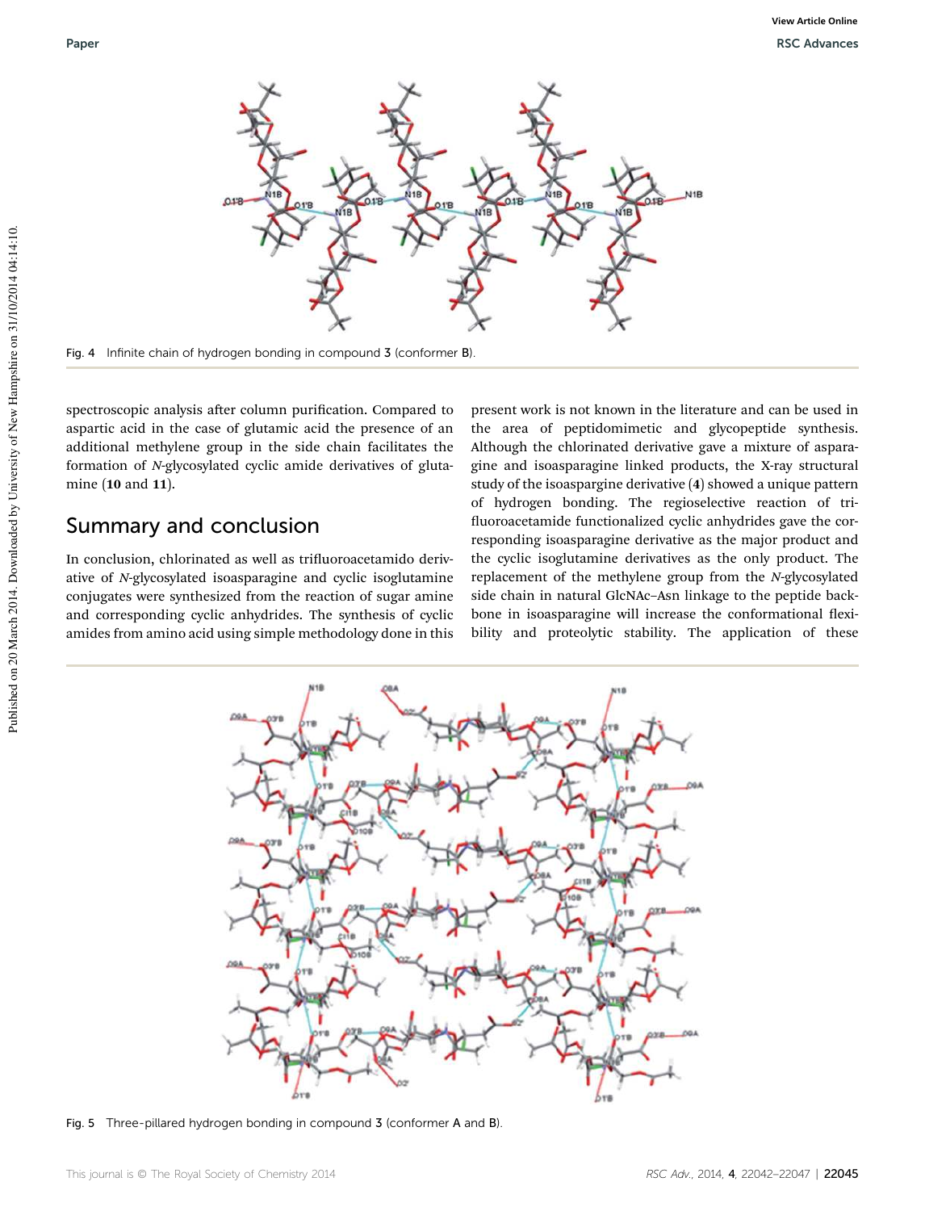Fig. 4 Infinite chain of hydrogen bonding in compound **3** (conformer **B**).

spectroscopic analysis after column purification. Compared to aspartic acid in the case of glutamic acid the presence of an additional methylene group in the side chain facilitates the formation of *N*-glycosylated cyclic amide derivatives of glutamine (**10** and **11**).

## Summary and conclusion

In conclusion, chlorinated as well as trifluoroacetamido derivative of *N*-glycosylated isoasparagine and cyclic isoglutamine conjugates were synthesized from the reaction of sugar amine and corresponding cyclic anhydrides. The synthesis of cyclic amides from amino acid using simple methodology done in this present work is not known in the literature and can be used in the area of peptidomimetic and glycopeptide synthesis. Although the chlorinated derivative gave a mixture of asparagine and isoasparagine linked products, the X-ray structural study of the isoaspargine derivative (**4**) showed a unique pattern of hydrogen bonding. The regioselective reaction of trifluoroacetamide functionalized cyclic anhydrides gave the corresponding isoasparagine derivative as the major product and the cyclic isoglutamine derivatives as the only product. The replacement of the methylene group from the *N*-glycosylated side chain in natural GlcNAc–Asn linkage to the peptide backbone in isoasparagine will increase the conformational flexibility and proteolytic stability. The application of these

Fig. 5 Three-pillared hydrogen bonding in compound **3** (conformer **A** and **B**).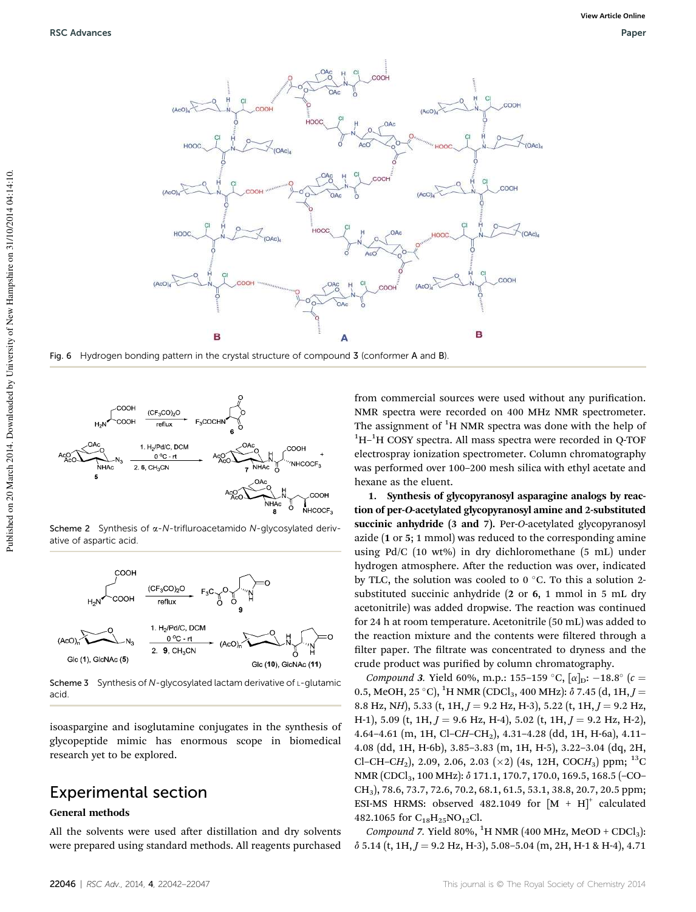Fig. 6 Hydrogen bonding pattern in the crystal structure of compound 3 (conformer A and B).

Scheme 2 Synthesis of α-*N*-trifluroacetamido *N*-glycosylated derivative of aspartic acid.

Scheme 3 Synthesis of *N*-glycosylated lactam derivative of L-glutamic acid.

isoaspargine and isoglutamine conjugates in the synthesis of glycopeptide mimic has enormous scope in biomedical research yet to be explored.

## Experimental section

### General methods

All the solvents were used after distillation and dry solvents were prepared using standard methods. All reagents purchased from commercial sources were used without any purification. NMR spectra were recorded on 400 MHz NMR spectrometer. The assignment of $^1$H NMR spectra was done with the help of $^1$H–$^1$H COSY spectra. All mass spectra were recorded in Q-TOF electrospray ionization spectrometer. Column chromatography was performed over 100–200 mesh silica with ethyl acetate and hexane as the eluent.

**1. Synthesis of glycopyranosyl asparagine analogs by reaction of per-*O*-acetylated glycopyranosyl amine and 2-substituted succinic anhydride (3 and 7).** Per-*O*-acetylated glycopyranosyl azide (**1** or **5**; 1 mmol) was reduced to the corresponding amine using Pd/C (10 wt%) in dry dichloromethane (5 mL) under hydrogen atmosphere. After the reduction was over, indicated by TLC, the solution was cooled to 0 °C. To this a solution 2-substituted succinic anhydride (**2** or **6**, 1 mmol in 5 mL dry acetonitrile) was added dropwise. The reaction was continued for 24 h at room temperature. Acetonitrile (50 mL) was added to the reaction mixture and the contents were filtered through a filter paper. The filtrate was concentrated to dryness and the crude product was purified by column chromatography.

*Compound 3.* Yield 60%, m.p.: 155–159 °C, $[\alpha]_D$: −18.8° ($c$ = 0.5, MeOH, 25 °C), $^1$H NMR ($CDCl_3$, 400 MHz): δ 7.45 (d, 1H, $J$ = 8.8 Hz, N*H*), 5.33 (t, 1H, $J$ = 9.2 Hz, H-3), 5.22 (t, 1H, $J$ = 9.2 Hz, H-1), 5.09 (t, 1H, $J$ = 9.6 Hz, H-4), 5.02 (t, 1H, $J$ = 9.2 Hz, H-2), 4.64–4.61 (m, 1H, Cl–C*H*–$CH_2$), 4.31–4.28 (dd, 1H, H-6a), 4.11–4.08 (dd, 1H, H-6b), 3.85–3.83 (m, 1H, H-5), 3.22–3.04 (dq, 2H, Cl–CH–C$H_2$), 2.09, 2.06, 2.03 (×2) (4s, 12H, COC$H_3$) ppm; $^{13}$C NMR ($CDCl_3$, 100 MHz): δ 171.1, 170.7, 170.0, 169.5, 168.5 (–CO–$CH_3$), 78.6, 73.7, 72.6, 70.2, 68.1, 61.5, 53.1, 38.8, 20.7, 20.5 ppm; ESI-MS HRMS: observed 482.1049 for $[M + H]^+$ calculated 482.1065 for $C_{18}H_{25}NO_{12}Cl$.

*Compound 7.* Yield 80%, $^1$H NMR (400 MHz, MeOD + $CDCl_3$): δ 5.14 (t, 1H, $J$ = 9.2 Hz, H-3), 5.08–5.04 (m, 2H, H-1 & H-4), 4.71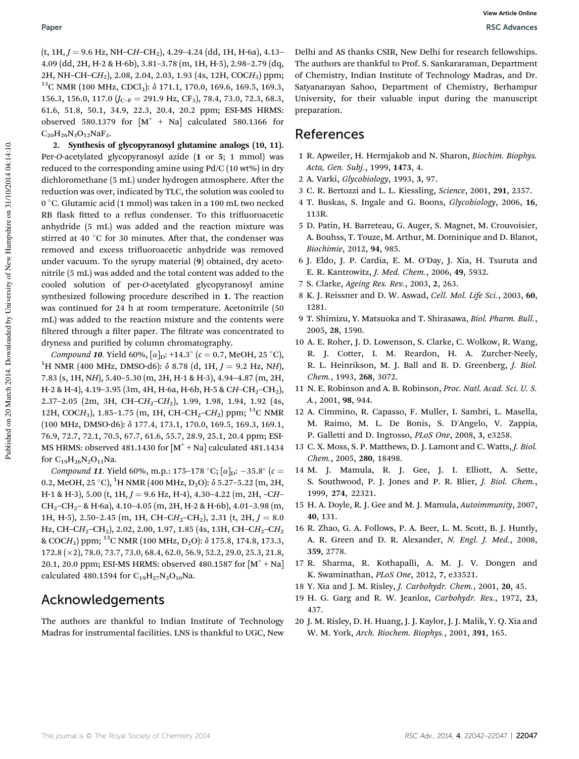(t, 1H, $J$ = 9.6 Hz, NH–C$H$–CH$_2$), 4.29–4.24 (dd, 1H, H-6a), 4.13–4.09 (dd, 2H, H-2 & H-6b), 3.81–3.78 (m, 1H, H-5), 2.98–2.79 (dq, 2H, NH–CH–C$H_2$), 2.08, 2.04, 2.03, 1.93 (4s, 12H, COC$H_3$) ppm; $^{13}$C NMR (100 MHz, CDCl$_3$): δ 171.1, 170.0, 169.6, 169.5, 169.3, 156.3, 156.0, 117.0 ($J_{C-F}$ = 291.9 Hz, CF$_3$), 78.4, 73.0, 72.3, 68.3, 61.6, 51.8, 50.1, 34.9, 22.3, 20.4, 20.2 ppm; ESI-MS HRMS: observed 580.1379 for [M$^+$ + Na] calculated 580.1366 for $C_{20}H_{26}N_3O_{12}NaF_3$.

**2. Synthesis of glycopyranosyl glutamine analogs (10, 11).** Per-*O*-acetylated glycopyranosyl azide (**1** or **5**; 1 mmol) was reduced to the corresponding amine using Pd/C (10 wt%) in dry dichloromethane (5 mL) under hydrogen atmosphere. After the reduction was over, indicated by TLC, the solution was cooled to 0 °C. Glutamic acid (1 mmol) was taken in a 100 mL two necked RB flask fitted to a reflux condenser. To this trifluoroacetic anhydride (5 mL) was added and the reaction mixture was stirred at 40 °C for 30 minutes. After that, the condenser was removed and excess trifluoroacetic anhydride was removed under vacuum. To the syrupy material (**9**) obtained, dry acetonitrile (5 mL) was added and the total content was added to the cooled solution of per-*O*-acetylated glycopyranosyl amine synthesized following procedure described in **1**. The reaction was continued for 24 h at room temperature. Acetonitrile (50 mL) was added to the reaction mixture and the contents were filtered through a filter paper. The filtrate was concentrated to dryness and purified by column chromatography.

*Compound **10**.* Yield 60%, $[\alpha]_D$: +14.3° ($c$ = 0.7, MeOH, 25 °C), $^1$H NMR (400 MHz, DMSO-d6): δ 8.78 (d, 1H, $J$ = 9.2 Hz, N$H$), 7.83 (s, 1H, N$H$), 5.40–5.30 (m, 2H, H-1 & H-3), 4.94–4.87 (m, 2H, H-2 & H-4), 4.19–3.95 (3m, 4H, H-6a, H-6b, H-5 & C$H$–CH$_2$–CH$_2$), 2.37–2.05 (2m, 3H, CH–C$H_2$–C$H_2$), 1.99, 1.98, 1.94, 1.92 (4s, 12H, COC$H_3$), 1.85–1.75 (m, 1H, CH–CH$_2$–C$H_2$) ppm; $^{13}$C NMR (100 MHz, DMSO-d6): δ 177.4, 173.1, 170.0, 169.5, 169.3, 169.1, 76.9, 72.7, 72.1, 70.5, 67.7, 61.6, 55.7, 28.9, 25.1, 20.4 ppm; ESI-MS HRMS: observed 481.1430 for [M$^+$ + Na] calculated 481.1434 for $C_{19}H_{26}N_2O_{11}Na$.

*Compound **11**.* Yield 60%, m.p.: 175–178 °C; $[\alpha]_D$: −35.8° ($c$ = 0.2, MeOH, 25 °C), $^1$H NMR (400 MHz, D$_2$O): δ 5.27–5.22 (m, 2H, H-1 & H-3), 5.00 (t, 1H, $J$ = 9.6 Hz, H-4), 4.30–4.22 (m, 2H, –C$H$–CH$_2$–CH$_2$– & H-6a), 4.10–4.05 (m, 2H, H-2 & H-6b), 4.01–3.98 (m, 1H, H-5), 2.50–2.45 (m, 1H, CH–C$H_2$–CH$_2$), 2.31 (t, 2H, $J$ = 8.0 Hz, CH–C$H_2$–CH$_2$), 2.02, 2.00, 1.97, 1.85 (4s, 13H, CH–CH$_2$–C$H_2$ & COC$H_3$) ppm; $^{13}$C NMR (100 MHz, D$_2$O): δ 175.8, 174.8, 173.3, 172.8 (×2), 78.0, 73.7, 73.0, 68.4, 62.0, 56.9, 52.2, 29.0, 25.3, 21.8, 20.1, 20.0 ppm; ESI-MS HRMS: observed 480.1587 for [M$^+$ + Na] calculated 480.1594 for $C_{19}H_{27}N_3O_{10}Na$.

## Acknowledgements

The authors are thankful to Indian Institute of Technology Madras for instrumental facilities. LNS is thankful to UGC, New Delhi and AS thanks CSIR, New Delhi for research fellowships. The authors are thankful to Prof. S. Sankararaman, Department of Chemistry, Indian Institute of Technology Madras, and Dr. Satyanarayan Sahoo, Department of Chemistry, Berhampur University, for their valuable input during the manuscript preparation.

## References

1. R. Apweiler, H. Hermjakob and N. Sharon, *Biochim. Biophys. Acta, Gen. Subj.*, 1999, **1473**, 4.
2. A. Varki, *Glycobiology*, 1993, **3**, 97.
3. C. R. Bertozzi and L. L. Kiessling, *Science*, 2001, **291**, 2357.
4. T. Buskas, S. Ingale and G. Boons, *Glycobiology*, 2006, **16**, 113R.
5. D. Patin, H. Barreteau, G. Auger, S. Magnet, M. Crouvoisier, A. Bouhss, T. Touze, M. Arthur, M. Dominique and D. Blanot, *Biochimie*, 2012, **94**, 985.
6. J. Eldo, J. P. Cardia, E. M. O'Day, J. Xia, H. Tsuruta and E. R. Kantrowitz, *J. Med. Chem.*, 2006, **49**, 5932.
7. S. Clarke, *Ageing Res. Rev.*, 2003, **2**, 263.
8. K. J. Reissner and D. W. Aswad, *Cell. Mol. Life Sci.*, 2003, **60**, 1281.
9. T. Shimizu, Y. Matsuoka and T. Shirasawa, *Biol. Pharm. Bull.*, 2005, **28**, 1590.
10. A. E. Roher, J. D. Lowenson, S. Clarke, C. Wolkow, R. Wang, R. J. Cotter, I. M. Reardon, H. A. Zurcher-Neely, R. L. Heinrikson, M. J. Ball and B. D. Greenberg, *J. Biol. Chem.*, 1993, **268**, 3072.
11. N. E. Robinson and A. B. Robinson, *Proc. Natl. Acad. Sci. U. S. A.*, 2001, **98**, 944.
12. A. Cimmino, R. Capasso, F. Muller, I. Sambri, L. Masella, M. Raimo, M. L. De Bonis, S. D'Angelo, V. Zappia, P. Galletti and D. Ingrosso, *PLoS One*, 2008, **3**, e3258.
13. C. X. Moss, S. P. Matthews, D. J. Lamont and C. Watts, *J. Biol. Chem.*, 2005, **280**, 18498.
14. M. J. Mamula, R. J. Gee, J. I. Elliott, A. Sette, S. Southwood, P. J. Jones and P. R. Blier, *J. Biol. Chem.*, 1999, **274**, 22321.
15. H. A. Doyle, R. J. Gee and M. J. Mamula, *Autoimmunity*, 2007, **40**, 131.
16. R. Zhao, G. A. Follows, P. A. Beer, L. M. Scott, B. J. Huntly, A. R. Green and D. R. Alexander, *N. Engl. J. Med.*, 2008, **359**, 2778.
17. R. Sharma, R. Kothapalli, A. M. J. V. Dongen and K. Swaminathan, *PLoS One*, 2012, **7**, e33521.
18. Y. Xia and J. M. Risley, *J. Carbohydr. Chem.*, 2001, **20**, 45.
19. H. G. Garg and R. W. Jeanloz, *Carbohydr. Res.*, 1972, **23**, 437.
20. J. M. Risley, D. H. Huang, J. J. Kaylor, J. J. Malik, Y. Q. Xia and W. M. York, *Arch. Biochem. Biophys.*, 2001, **391**, 165.